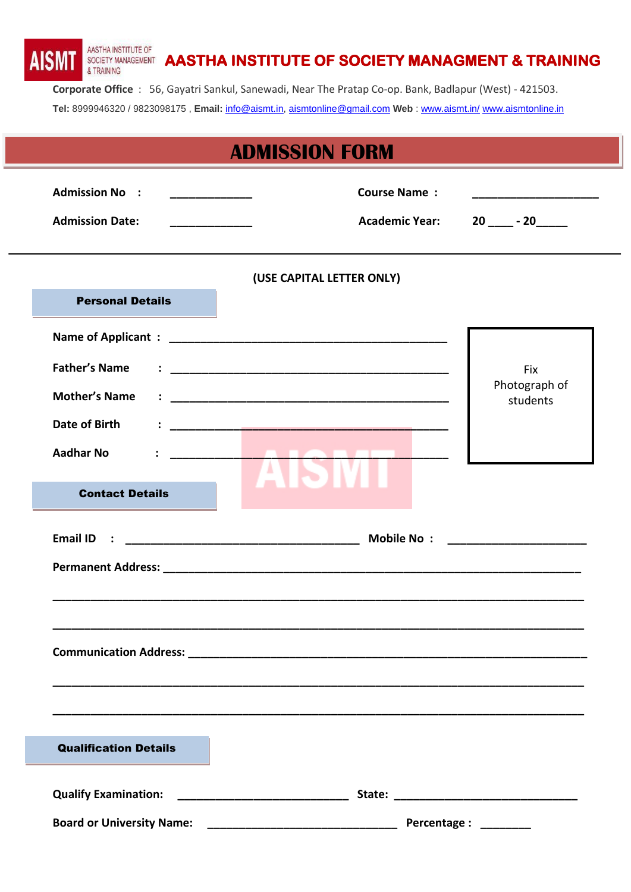# AASTHA INSTITUTE OF SOCIETY MANAGMENT & TRAINING

**Corporate Office** : 56, Gayatri Sankul, Sanewadi, Near The Pratap Co-op. Bank, Badlapur (West) - 421503.

**Tel:** 8999946320 / 9823098175 , **Email:** info@aismt.in, aismtonline@gmail.com **Web** : www.aismt.in/ www.aismtonline.in

## ADMISSION FORM

**Admission No :** _____________ **Course Name :** ____________________

**Admission Date:** _____________ **Academic Year:** 20 ____ - 20_____

(USE CAPITAL LETTER ONLY)

### Personal Details

**Name of Applicant :** ____________________________________________

**Father's Name :** ____________________________________________

**Mother's Name :** ____________________________________________

**Date of Birth :** ____________________________________________

**Aadhar No :** ____________________________________________

Fix Photograph of students

### Contact Details

**Email ID :** _____________________________________ **Mobile No :** ______________________

**Permanent Address:** _________________________________________________________________

___________________________________________________________________________________

___________________________________________________________________________________

**Communication Address:** _______________________________________________________________

___________________________________________________________________________________

___________________________________________________________________________________

### Qualification Details

**Qualify Examination:** ___________________________ **State:** _____________________________

**Board or University Name:** ______________________________ **Percentage :** ________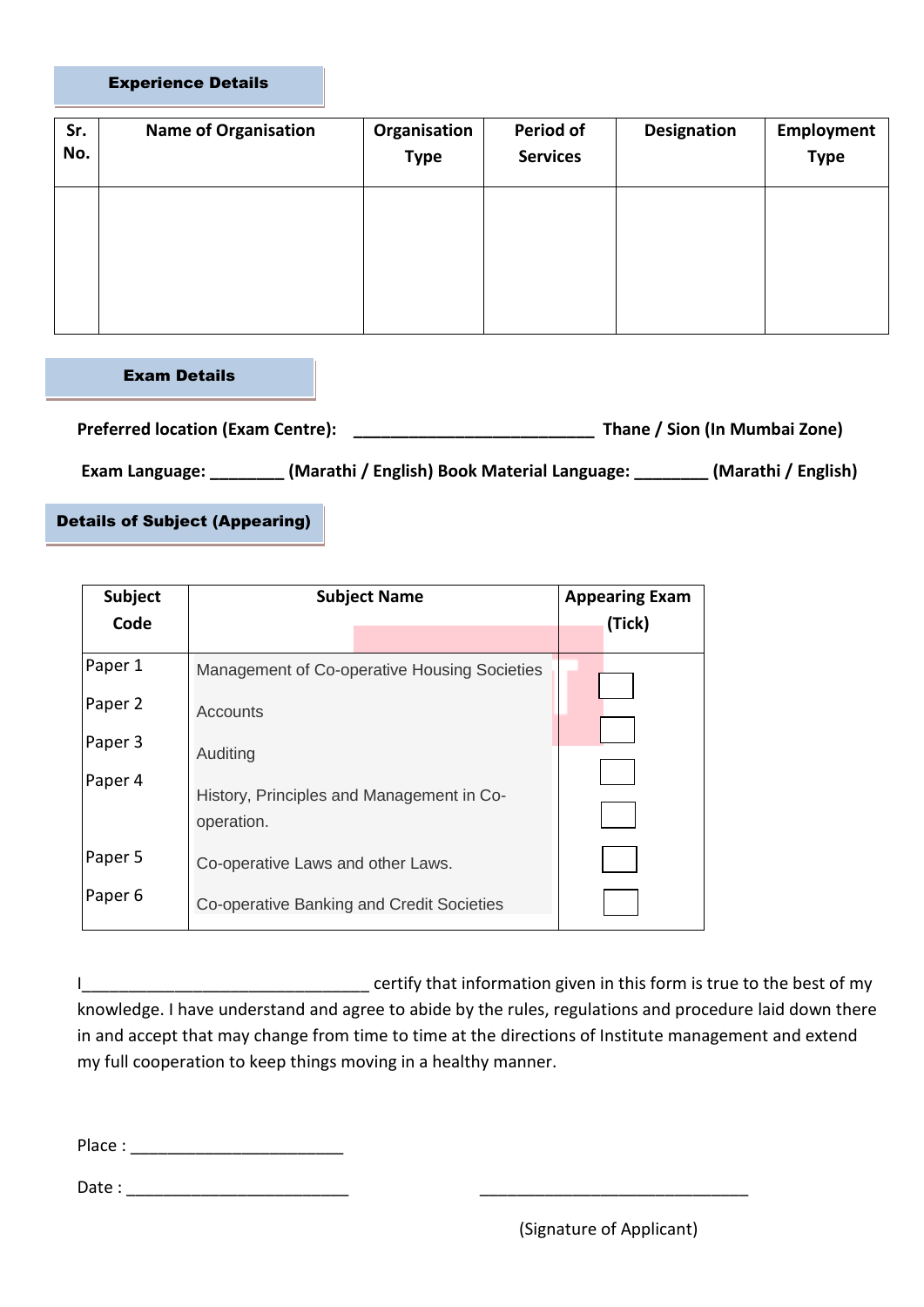## Experience Details

| Sr. No. | Name of Organisation | Organisation Type | Period of Services | Designation | Employment Type |
|---|---|---|---|---|---|
| | | | | | |

## Exam Details

**Preferred location (Exam Centre): ___________________________ Thane / Sion (In Mumbai Zone)**

**Exam Language: ________ (Marathi / English) Book Material Language: ________ (Marathi / English)**

## Details of Subject (Appearing)

| Subject Code | Subject Name | Appearing Exam (Tick) |
|---|---|---|
| Paper 1 | Management of Co-operative Housing Societies | ☐ |
| Paper 2 | Accounts | ☐ |
| Paper 3 | Auditing | ☐ |
| Paper 4 | History, Principles and Management in Co-operation. | ☐ |
| Paper 5 | Co-operative Laws and other Laws. | ☐ |
| Paper 6 | Co-operative Banking and Credit Societies | ☐ |

I________________________________ certify that information given in this form is true to the best of my knowledge. I have understand and agree to abide by the rules, regulations and procedure laid down there in and accept that may change from time to time at the directions of Institute management and extend my full cooperation to keep things moving in a healthy manner.

Place : ________________________

Date : _________________________

______________________________

(Signature of Applicant)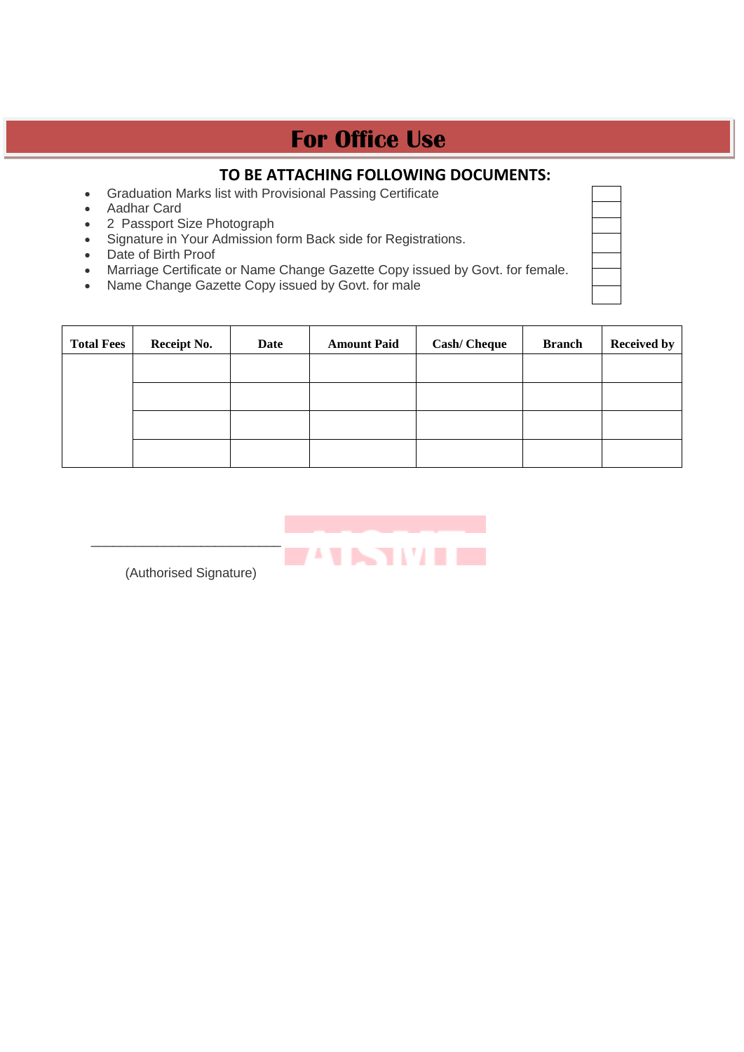# For Office Use

## TO BE ATTACHING FOLLOWING DOCUMENTS:

- Graduation Marks list with Provisional Passing Certificate
- Aadhar Card
- 2 Passport Size Photograph
- Signature in Your Admission form Back side for Registrations.
- Date of Birth Proof
- Marriage Certificate or Name Change Gazette Copy issued by Govt. for female.
- Name Change Gazette Copy issued by Govt. for male

| Total Fees | Receipt No. | Date | Amount Paid | Cash/ Cheque | Branch | Received by |
|---|---|---|---|---|---|---|
| | | | | | | |
| | | | | | | |
| | | | | | | |
| | | | | | | |

_________________________

(Authorised Signature)